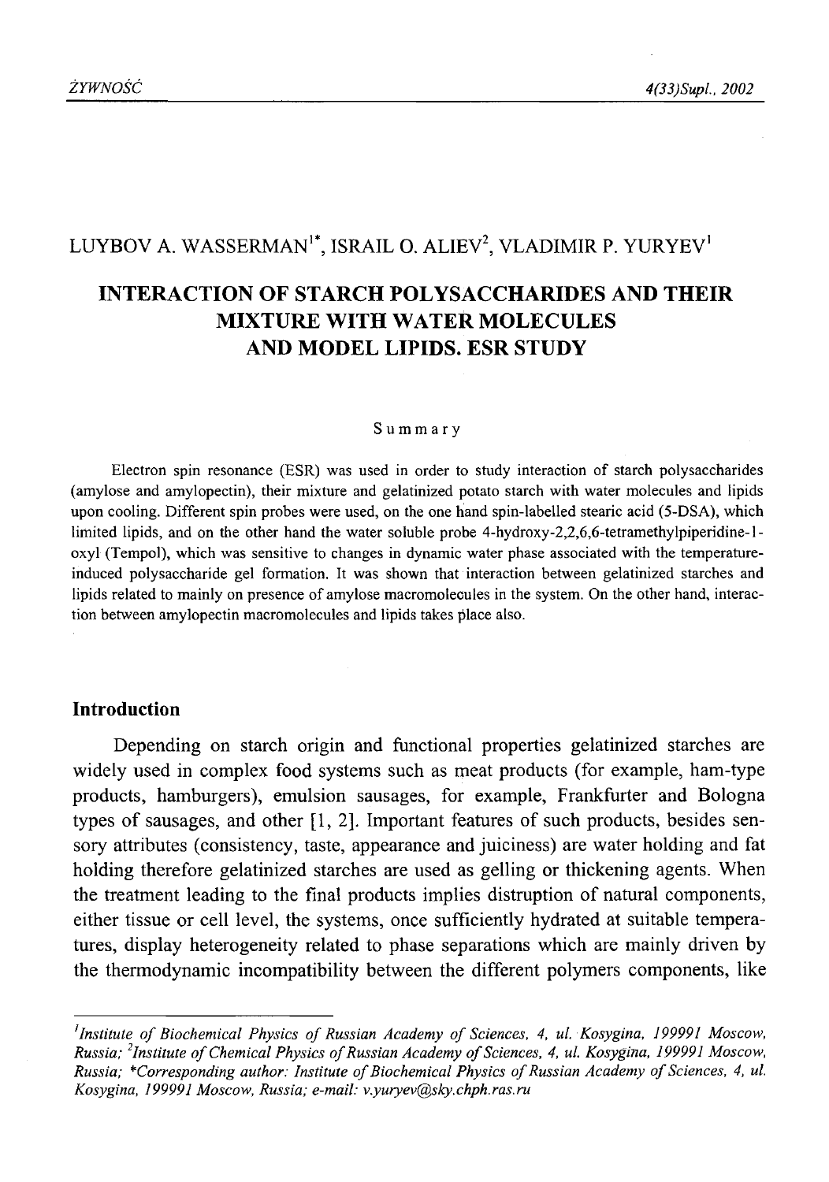LUYBOV A. WASSERMAN[1*], ISRAIL O. ALIEV[2], VLADIMIR P. YURYEV[1]

# INTERACTION OF STARCH POLYSACCHARIDES AND THEIR MIXTURE WITH WATER MOLECULES AND MODEL LIPIDS. ESR STUDY

## Summary

Electron spin resonance (ESR) was used in order to study interaction of starch polysaccharides (amylose and amylopectin), their mixture and gelatinized potato starch with water molecules and lipids upon cooling. Different spin probes were used, on the one hand spin-labelled stearic acid (5-DSA), which limited lipids, and on the other hand the water soluble probe 4-hydroxy-2,2,6,6-tetramethylpiperidine-1-oxyl (Tempol), which was sensitive to changes in dynamic water phase associated with the temperature-induced polysaccharide gel formation. It was shown that interaction between gelatinized starches and lipids related to mainly on presence of amylose macromolecules in the system. On the other hand, interaction between amylopectin macromolecules and lipids takes place also.

## Introduction

Depending on starch origin and functional properties gelatinized starches are widely used in complex food systems such as meat products (for example, ham-type products, hamburgers), emulsion sausages, for example, Frankfurter and Bologna types of sausages, and other [1, 2]. Important features of such products, besides sensory attributes (consistency, taste, appearance and juiciness) are water holding and fat holding therefore gelatinized starches are used as gelling or thickening agents. When the treatment leading to the final products implies distruption of natural components, either tissue or cell level, the systems, once sufficiently hydrated at suitable temperatures, display heterogeneity related to phase separations which are mainly driven by the thermodynamic incompatibility between the different polymers components, like

---

[1]*Institute of Biochemical Physics of Russian Academy of Sciences, 4, ul. Kosygina, 199991 Moscow, Russia;* [2]*Institute of Chemical Physics of Russian Academy of Sciences, 4, ul. Kosygina, 199991 Moscow, Russia;* \**Corresponding author: Institute of Biochemical Physics of Russian Academy of Sciences, 4, ul. Kosygina, 199991 Moscow, Russia; e-mail: v.yuryev@sky.chph.ras.ru*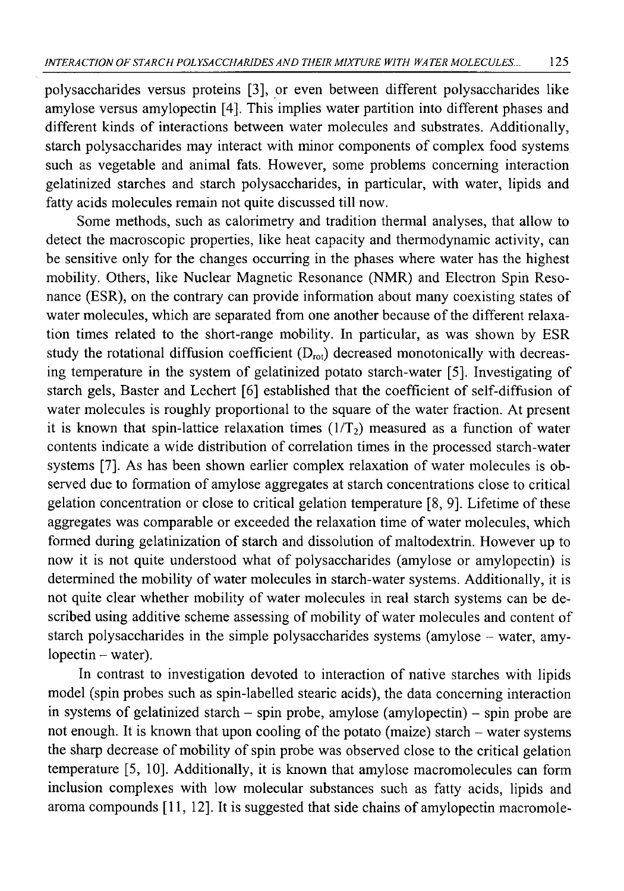polysaccharides versus proteins [3], or even between different polysaccharides like amylose versus amylopectin [4]. This implies water partition into different phases and different kinds of interactions between water molecules and substrates. Additionally, starch polysaccharides may interact with minor components of complex food systems such as vegetable and animal fats. However, some problems concerning interaction gelatinized starches and starch polysaccharides, in particular, with water, lipids and fatty acids molecules remain not quite discussed till now.

Some methods, such as calorimetry and tradition thermal analyses, that allow to detect the macroscopic properties, like heat capacity and thermodynamic activity, can be sensitive only for the changes occurring in the phases where water has the highest mobility. Others, like Nuclear Magnetic Resonance (NMR) and Electron Spin Resonance (ESR), on the contrary can provide information about many coexisting states of water molecules, which are separated from one another because of the different relaxation times related to the short-range mobility. In particular, as was shown by ESR study the rotational diffusion coefficient ($D_{rot}$) decreased monotonically with decreasing temperature in the system of gelatinized potato starch-water [5]. Investigating of starch gels, Baster and Lechert [6] established that the coefficient of self-diffusion of water molecules is roughly proportional to the square of the water fraction. At present it is known that spin-lattice relaxation times ($1/T_2$) measured as a function of water contents indicate a wide distribution of correlation times in the processed starch-water systems [7]. As has been shown earlier complex relaxation of water molecules is observed due to formation of amylose aggregates at starch concentrations close to critical gelation concentration or close to critical gelation temperature [8, 9]. Lifetime of these aggregates was comparable or exceeded the relaxation time of water molecules, which formed during gelatinization of starch and dissolution of maltodextrin. However up to now it is not quite understood what of polysaccharides (amylose or amylopectin) is determined the mobility of water molecules in starch-water systems. Additionally, it is not quite clear whether mobility of water molecules in real starch systems can be described using additive scheme assessing of mobility of water molecules and content of starch polysaccharides in the simple polysaccharides systems (amylose – water, amylopectin – water).

In contrast to investigation devoted to interaction of native starches with lipids model (spin probes such as spin-labelled stearic acids), the data concerning interaction in systems of gelatinized starch – spin probe, amylose (amylopectin) – spin probe are not enough. It is known that upon cooling of the potato (maize) starch – water systems the sharp decrease of mobility of spin probe was observed close to the critical gelation temperature [5, 10]. Additionally, it is known that amylose macromolecules can form inclusion complexes with low molecular substances such as fatty acids, lipids and aroma compounds [11, 12]. It is suggested that side chains of amylopectin macromole-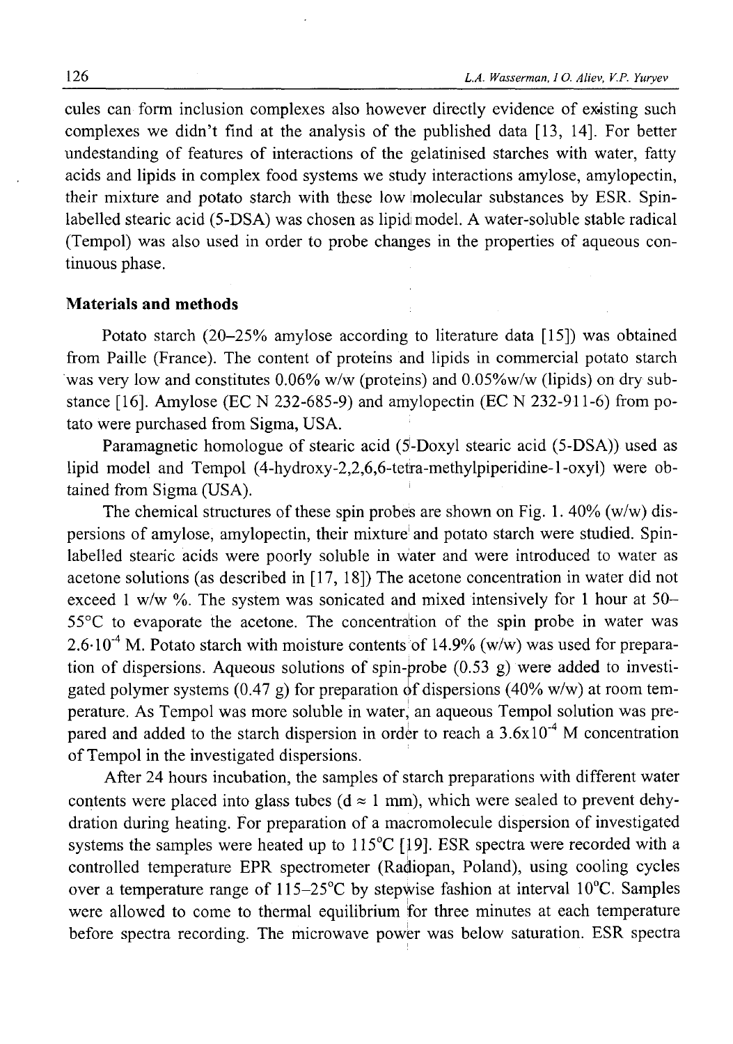cules can form inclusion complexes also however directly evidence of existing such complexes we didn't find at the analysis of the published data [13, 14]. For better undestanding of features of interactions of the gelatinised starches with water, fatty acids and lipids in complex food systems we study interactions amylose, amylopectin, their mixture and potato starch with these low molecular substances by ESR. Spin-labelled stearic acid (5-DSA) was chosen as lipid model. A water-soluble stable radical (Tempol) was also used in order to probe changes in the properties of aqueous continuous phase.

## Materials and methods

Potato starch (20–25% amylose according to literature data [15]) was obtained from Paille (France). The content of proteins and lipids in commercial potato starch was very low and constitutes 0.06% w/w (proteins) and 0.05%w/w (lipids) on dry substance [16]. Amylose (EC N 232-685-9) and amylopectin (EC N 232-911-6) from potato were purchased from Sigma, USA.

Paramagnetic homologue of stearic acid (5-Doxyl stearic acid (5-DSA)) used as lipid model and Tempol (4-hydroxy-2,2,6,6-tetra-methylpiperidine-1-oxyl) were obtained from Sigma (USA).

The chemical structures of these spin probes are shown on Fig. 1. 40% (w/w) dispersions of amylose, amylopectin, their mixture and potato starch were studied. Spin-labelled stearic acids were poorly soluble in water and were introduced to water as acetone solutions (as described in [17, 18]) The acetone concentration in water did not exceed 1 w/w %. The system was sonicated and mixed intensively for 1 hour at 50–55°C to evaporate the acetone. The concentration of the spin probe in water was $2.6 \cdot 10^{-4}$ M. Potato starch with moisture contents of 14.9% (w/w) was used for preparation of dispersions. Aqueous solutions of spin-probe (0.53 g) were added to investigated polymer systems (0.47 g) for preparation of dispersions (40% w/w) at room temperature. As Tempol was more soluble in water, an aqueous Tempol solution was prepared and added to the starch dispersion in order to reach a $3.6 \times 10^{-4}$ M concentration of Tempol in the investigated dispersions.

After 24 hours incubation, the samples of starch preparations with different water contents were placed into glass tubes ($d \approx 1$ mm), which were sealed to prevent dehydration during heating. For preparation of a macromolecule dispersion of investigated systems the samples were heated up to 115°C [19]. ESR spectra were recorded with a controlled temperature EPR spectrometer (Radiopan, Poland), using cooling cycles over a temperature range of 115–25°C by stepwise fashion at interval 10°C. Samples were allowed to come to thermal equilibrium for three minutes at each temperature before spectra recording. The microwave power was below saturation. ESR spectra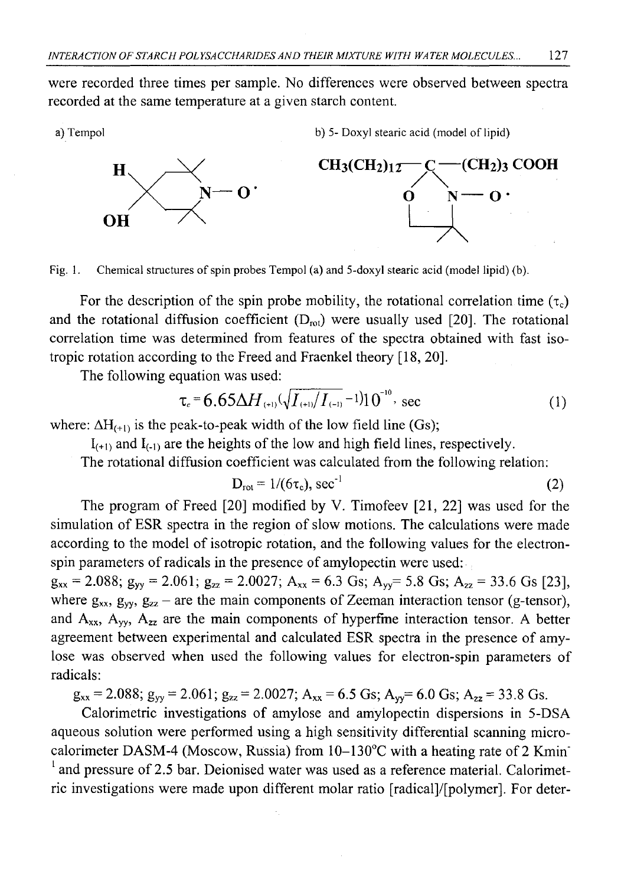were recorded three times per sample. No differences were observed between spectra recorded at the same temperature at a given starch content.

a) Tempol

b) 5- Doxyl stearic acid (model of lipid)

Fig. 1. Chemical structures of spin probes Tempol (a) and 5-doxyl stearic acid (model lipid) (b).

For the description of the spin probe mobility, the rotational correlation time ($\tau_c$) and the rotational diffusion coefficient ($D_{rot}$) were usually used [20]. The rotational correlation time was determined from features of the spectra obtained with fast isotropic rotation according to the Freed and Fraenkel theory [18, 20].

The following equation was used:

$$\tau_c = 6.65\Delta H_{(+1)}(\sqrt{I_{(+1)}/I_{(-1)}} - 1)10^{-10}, \text{ sec} \quad (1)$$

where: $\Delta H_{(+1)}$ is the peak-to-peak width of the low field line (Gs);

$I_{(+1)}$ and $I_{(-1)}$ are the heights of the low and high field lines, respectively.

The rotational diffusion coefficient was calculated from the following relation:

$$D_{rot} = 1/(6\tau_c), \text{ sec}^{-1} \quad (2)$$

The program of Freed [20] modified by V. Timofeev [21, 22] was used for the simulation of ESR spectra in the region of slow motions. The calculations were made according to the model of isotropic rotation, and the following values for the electron-spin parameters of radicals in the presence of amylopectin were used:

$g_{xx} = 2.088$; $g_{yy} = 2.061$; $g_{zz} = 2.0027$; $A_{xx} = 6.3$ Gs; $A_{yy} = 5.8$ Gs; $A_{zz} = 33.6$ Gs [23], where $g_{xx}$, $g_{yy}$, $g_{zz}$ – are the main components of Zeeman interaction tensor (g-tensor), and $A_{xx}$, $A_{yy}$, $A_{zz}$ are the main components of hyperfine interaction tensor. A better agreement between experimental and calculated ESR spectra in the presence of amylose was observed when used the following values for electron-spin parameters of radicals:

$g_{xx} = 2.088$; $g_{yy} = 2.061$; $g_{zz} = 2.0027$; $A_{xx} = 6.5$ Gs; $A_{yy} = 6.0$ Gs; $A_{zz} = 33.8$ Gs.

Calorimetric investigations of amylose and amylopectin dispersions in 5-DSA aqueous solution were performed using a high sensitivity differential scanning microcalorimeter DASM-4 (Moscow, Russia) from 10–130°C with a heating rate of 2 $\text{Kmin}^{-1}$ and pressure of 2.5 bar. Deionised water was used as a reference material. Calorimetric investigations were made upon different molar ratio [radical]/[polymer]. For deter-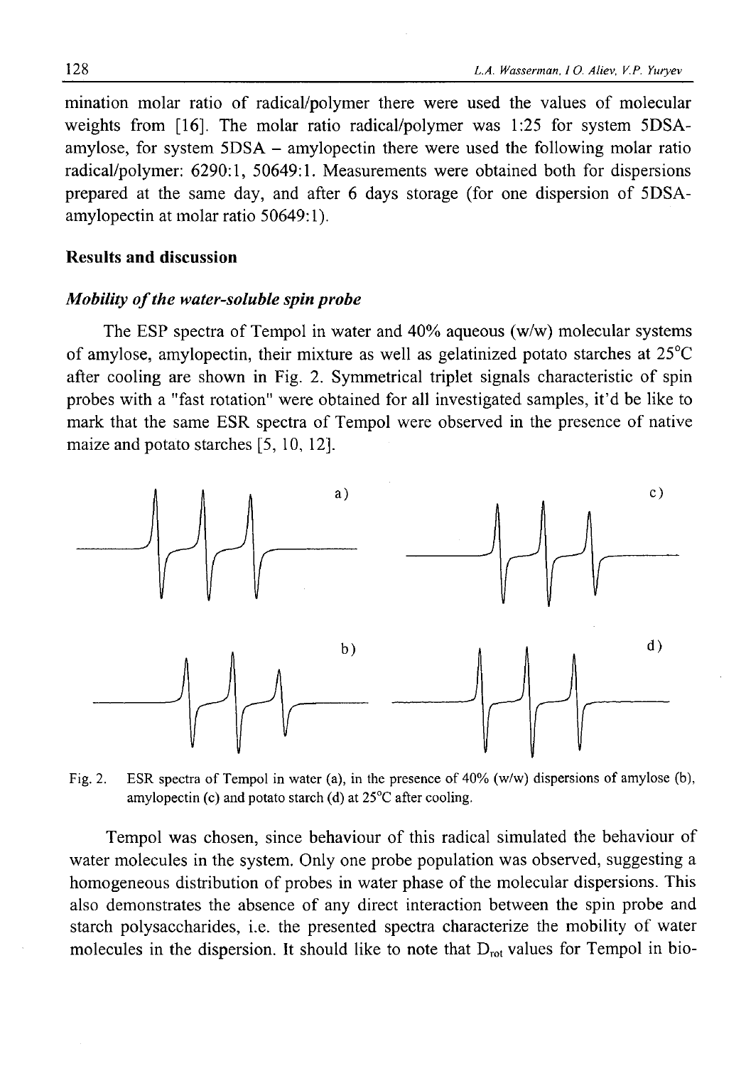mination molar ratio of radical/polymer there were used the values of molecular weights from [16]. The molar ratio radical/polymer was 1:25 for system 5DSA-amylose, for system 5DSA – amylopectin there were used the following molar ratio radical/polymer: 6290:1, 50649:1. Measurements were obtained both for dispersions prepared at the same day, and after 6 days storage (for one dispersion of 5DSA-amylopectin at molar ratio 50649:1).

## Results and discussion

### *Mobility of the water-soluble spin probe*

The ESP spectra of Tempol in water and 40% aqueous (w/w) molecular systems of amylose, amylopectin, their mixture as well as gelatinized potato starches at 25°C after cooling are shown in Fig. 2. Symmetrical triplet signals characteristic of spin probes with a "fast rotation" were obtained for all investigated samples, it'd be like to mark that the same ESR spectra of Tempol were observed in the presence of native maize and potato starches [5, 10, 12].

Fig. 2. ESR spectra of Tempol in water (a), in the presence of 40% (w/w) dispersions of amylose (b), amylopectin (c) and potato starch (d) at 25°C after cooling.

Tempol was chosen, since behaviour of this radical simulated the behaviour of water molecules in the system. Only one probe population was observed, suggesting a homogeneous distribution of probes in water phase of the molecular dispersions. This also demonstrates the absence of any direct interaction between the spin probe and starch polysaccharides, i.e. the presented spectra characterize the mobility of water molecules in the dispersion. It should like to note that $D_{rot}$ values for Tempol in bio-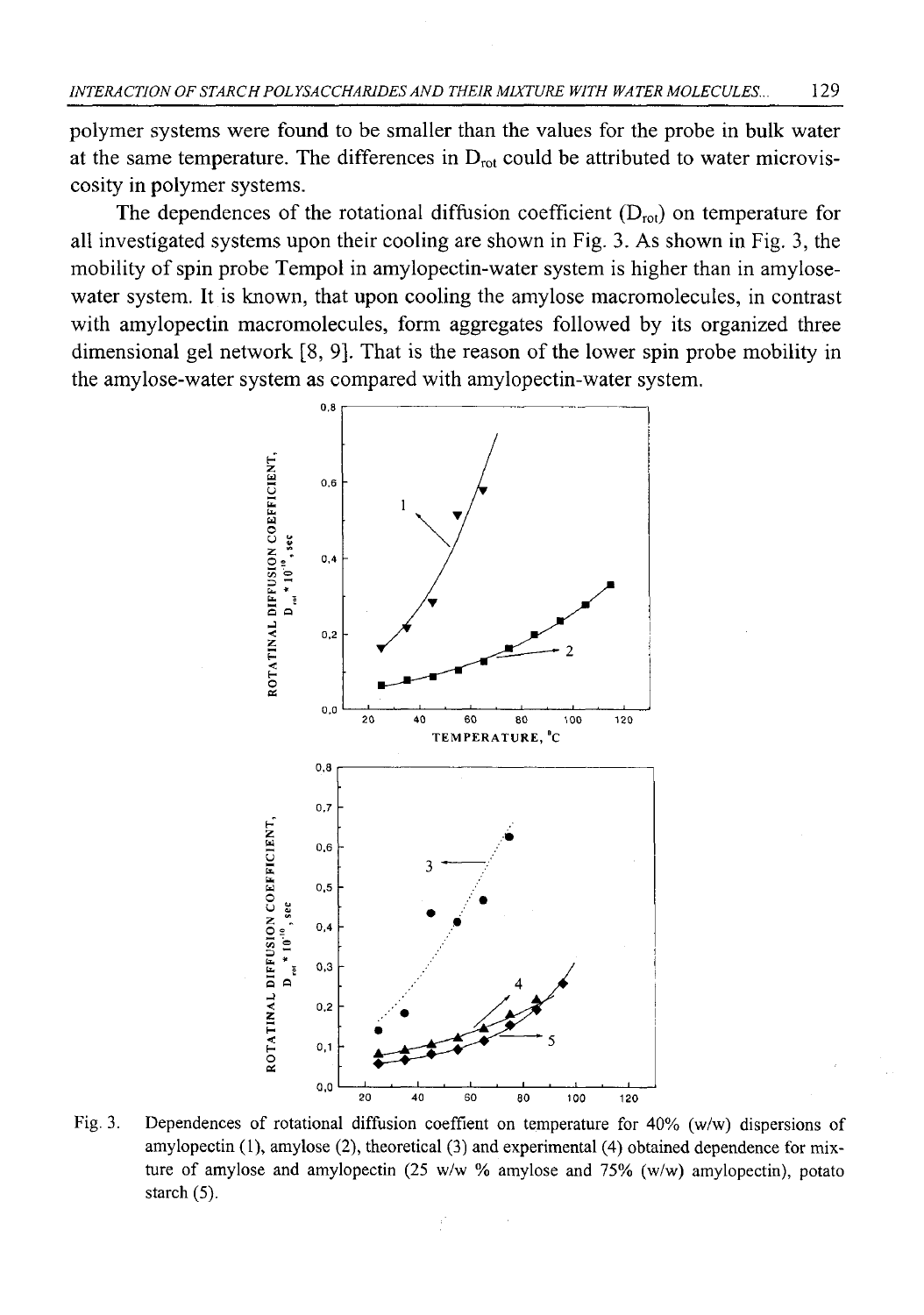polymer systems were found to be smaller than the values for the probe in bulk water at the same temperature. The differences in $D_{rot}$ could be attributed to water microviscosity in polymer systems.

The dependences of the rotational diffusion coefficient ($D_{rot}$) on temperature for all investigated systems upon their cooling are shown in Fig. 3. As shown in Fig. 3, the mobility of spin probe Tempol in amylopectin-water system is higher than in amylose-water system. It is known, that upon cooling the amylose macromolecules, in contrast with amylopectin macromolecules, form aggregates followed by its organized three dimensional gel network [8, 9]. That is the reason of the lower spin probe mobility in the amylose-water system as compared with amylopectin-water system.

Fig. 3. Dependences of rotational diffusion coeffient on temperature for 40% (w/w) dispersions of amylopectin (1), amylose (2), theoretical (3) and experimental (4) obtained dependence for mixture of amylose and amylopectin (25 w/w % amylose and 75% (w/w) amylopectin), potato starch (5).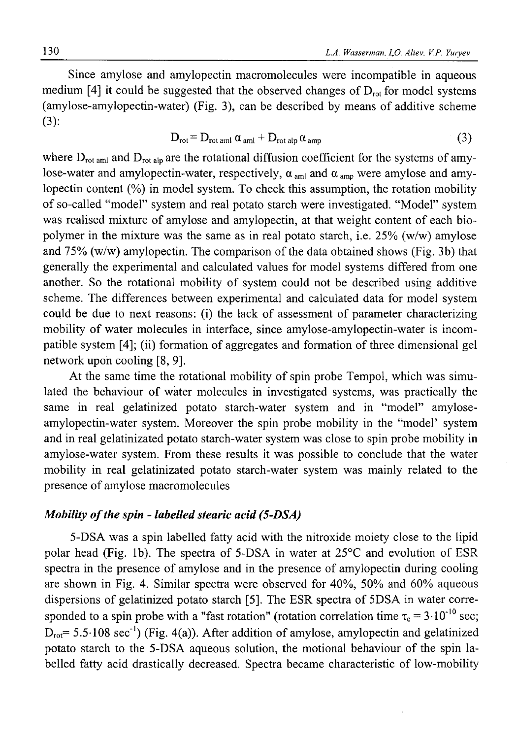Since amylose and amylopectin macromolecules were incompatible in aqueous medium [4] it could be suggested that the observed changes of $D_{rot}$ for model systems (amylose-amylopectin-water) (Fig. 3), can be described by means of additive scheme (3):

$$D_{rot} = D_{rot\ aml}\,\alpha_{aml} + D_{rot\ alp}\,\alpha_{amp} \tag{3}$$

where $D_{rot\ aml}$ and $D_{rot\ alp}$ are the rotational diffusion coefficient for the systems of amylose-water and amylopectin-water, respectively, $\alpha_{aml}$ and $\alpha_{amp}$ were amylose and amylopectin content (%) in model system. To check this assumption, the rotation mobility of so-called "model" system and real potato starch were investigated. "Model" system was realised mixture of amylose and amylopectin, at that weight content of each biopolymer in the mixture was the same as in real potato starch, i.e. 25% (w/w) amylose and 75% (w/w) amylopectin. The comparison of the data obtained shows (Fig. 3b) that generally the experimental and calculated values for model systems differed from one another. So the rotational mobility of system could not be described using additive scheme. The differences between experimental and calculated data for model system could be due to next reasons: (i) the lack of assessment of parameter characterizing mobility of water molecules in interface, since amylose-amylopectin-water is incompatible system [4]; (ii) formation of aggregates and formation of three dimensional gel network upon cooling [8, 9].

At the same time the rotational mobility of spin probe Tempol, which was simulated the behaviour of water molecules in investigated systems, was practically the same in real gelatinized potato starch-water system and in "model" amylose-amylopectin-water system. Moreover the spin probe mobility in the "model' system and in real gelatinizated potato starch-water system was close to spin probe mobility in amylose-water system. From these results it was possible to conclude that the water mobility in real gelatinizated potato starch-water system was mainly related to the presence of amylose macromolecules

### *Mobility of the spin - labelled stearic acid (5-DSA)*

5-DSA was a spin labelled fatty acid with the nitroxide moiety close to the lipid polar head (Fig. 1b). The spectra of 5-DSA in water at 25°C and evolution of ESR spectra in the presence of amylose and in the presence of amylopectin during cooling are shown in Fig. 4. Similar spectra were observed for 40%, 50% and 60% aqueous dispersions of gelatinized potato starch [5]. The ESR spectra of 5DSA in water corresponded to a spin probe with a "fast rotation" (rotation correlation time $\tau_c = 3\cdot10^{-10}$ sec; $D_{rot}$= 5.5·108 $sec^{-1}$) (Fig. 4(a)). After addition of amylose, amylopectin and gelatinized potato starch to the 5-DSA aqueous solution, the motional behaviour of the spin labelled fatty acid drastically decreased. Spectra became characteristic of low-mobility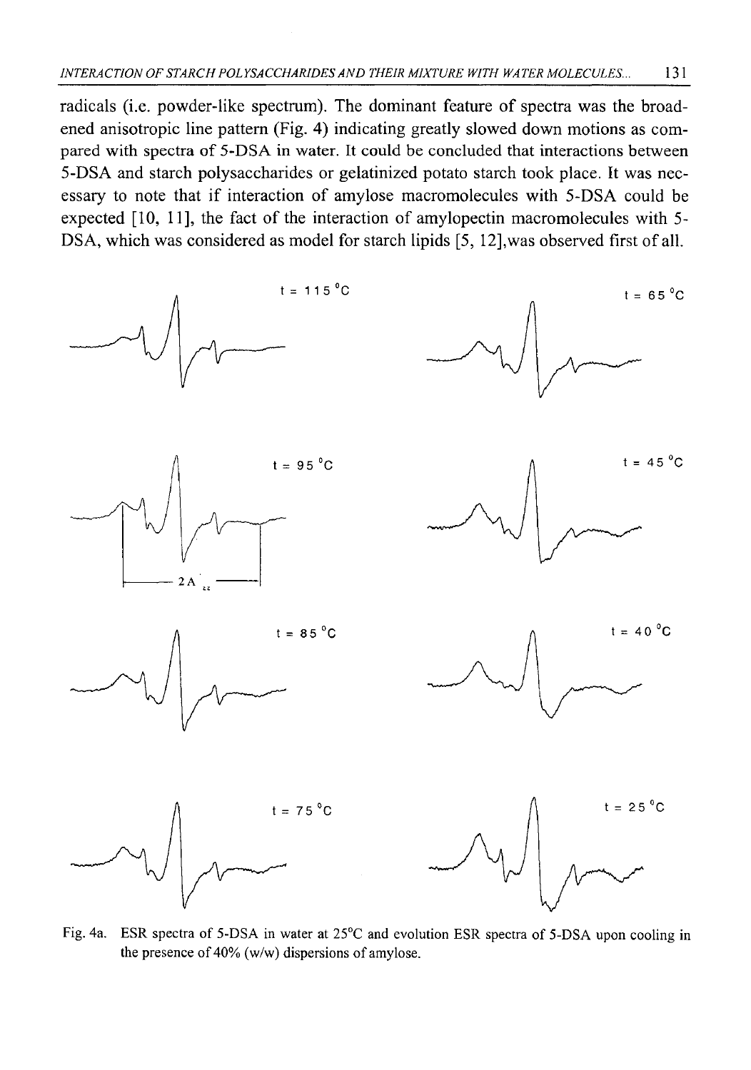radicals (i.e. powder-like spectrum). The dominant feature of spectra was the broadened anisotropic line pattern (Fig. 4) indicating greatly slowed down motions as compared with spectra of 5-DSA in water. It could be concluded that interactions between 5-DSA and starch polysaccharides or gelatinized potato starch took place. It was necessary to note that if interaction of amylose macromolecules with 5-DSA could be expected [10, 11], the fact of the interaction of amylopectin macromolecules with 5-DSA, which was considered as model for starch lipids [5, 12],was observed first of all.

Fig. 4a. ESR spectra of 5-DSA in water at 25°C and evolution ESR spectra of 5-DSA upon cooling in the presence of 40% (w/w) dispersions of amylose.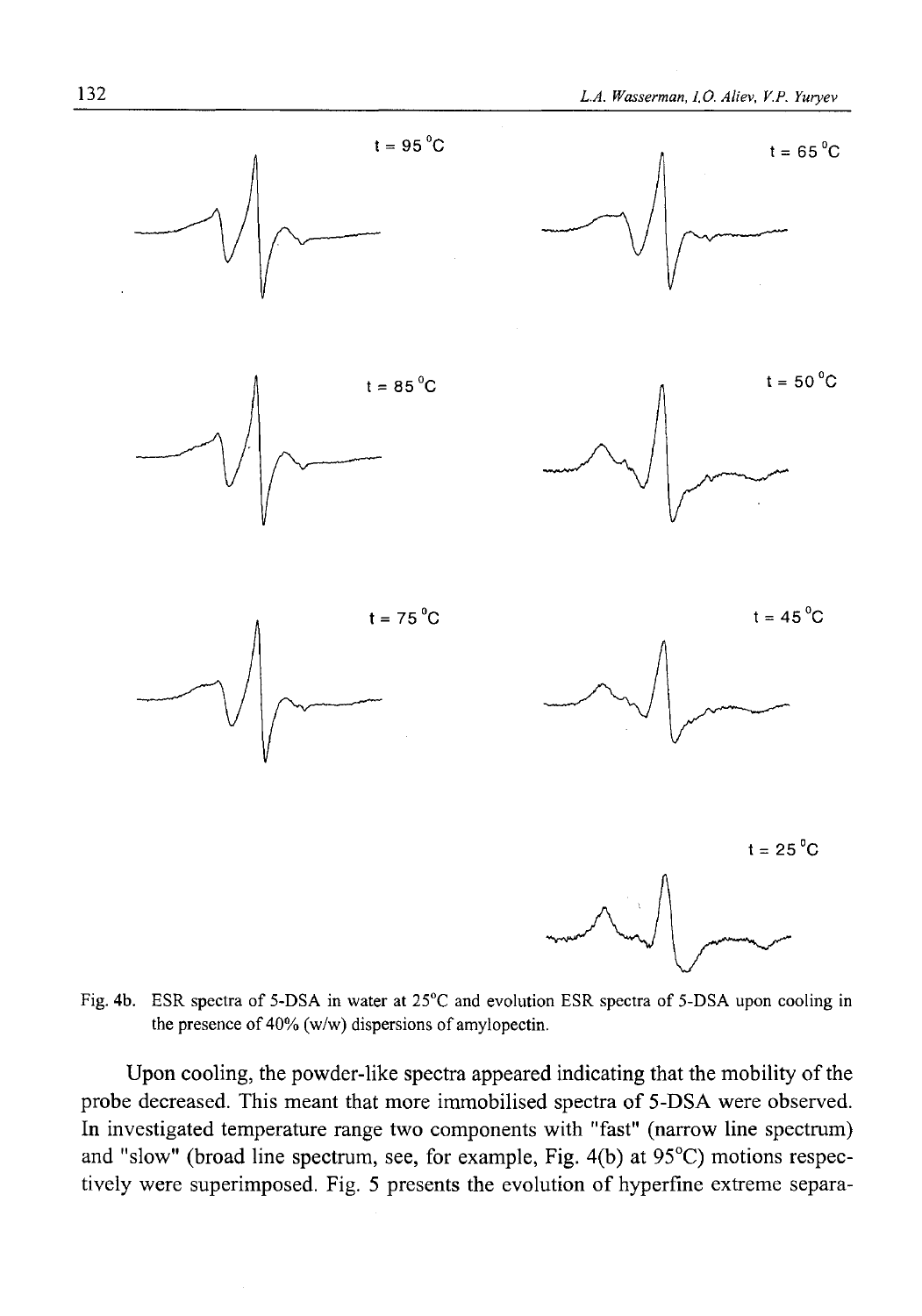Fig. 4b. ESR spectra of 5-DSA in water at 25°C and evolution ESR spectra of 5-DSA upon cooling in the presence of 40% (w/w) dispersions of amylopectin.

Upon cooling, the powder-like spectra appeared indicating that the mobility of the probe decreased. This meant that more immobilised spectra of 5-DSA were observed. In investigated temperature range two components with "fast" (narrow line spectrum) and "slow" (broad line spectrum, see, for example, Fig. 4(b) at 95°C) motions respectively were superimposed. Fig. 5 presents the evolution of hyperfine extreme separa-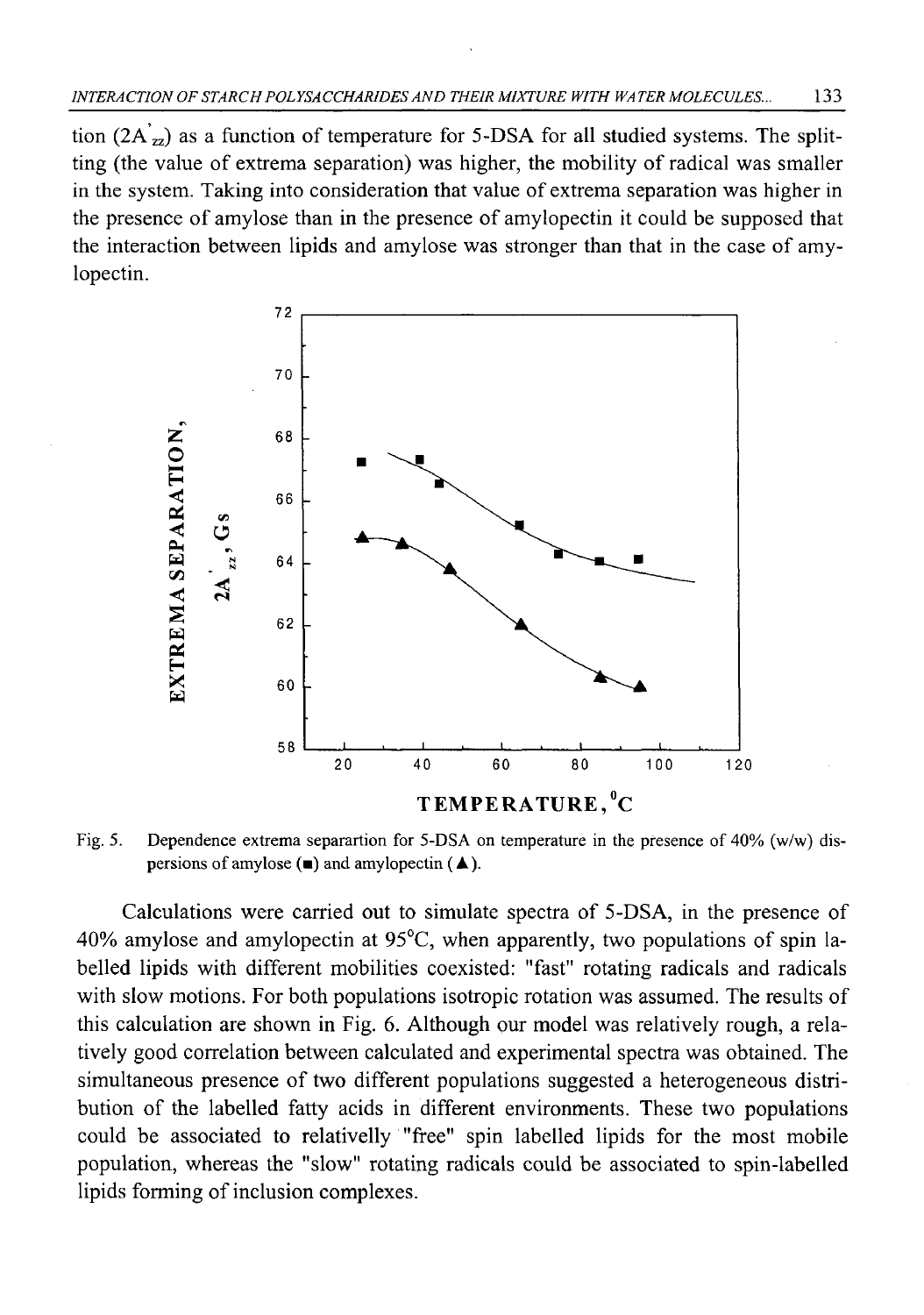tion ($2A'_{zz}$) as a function of temperature for 5-DSA for all studied systems. The splitting (the value of extrema separation) was higher, the mobility of radical was smaller in the system. Taking into consideration that value of extrema separation was higher in the presence of amylose than in the presence of amylopectin it could be supposed that the interaction between lipids and amylose was stronger than that in the case of amylopectin.

Fig. 5. Dependence extrema separartion for 5-DSA on temperature in the presence of 40% (w/w) dispersions of amylose (■) and amylopectin (▲).

Calculations were carried out to simulate spectra of 5-DSA, in the presence of 40% amylose and amylopectin at 95°C, when apparently, two populations of spin labelled lipids with different mobilities coexisted: "fast" rotating radicals and radicals with slow motions. For both populations isotropic rotation was assumed. The results of this calculation are shown in Fig. 6. Although our model was relatively rough, a relatively good correlation between calculated and experimental spectra was obtained. The simultaneous presence of two different populations suggested a heterogeneous distribution of the labelled fatty acids in different environments. These two populations could be associated to relativelly "free" spin labelled lipids for the most mobile population, whereas the "slow" rotating radicals could be associated to spin-labelled lipids forming of inclusion complexes.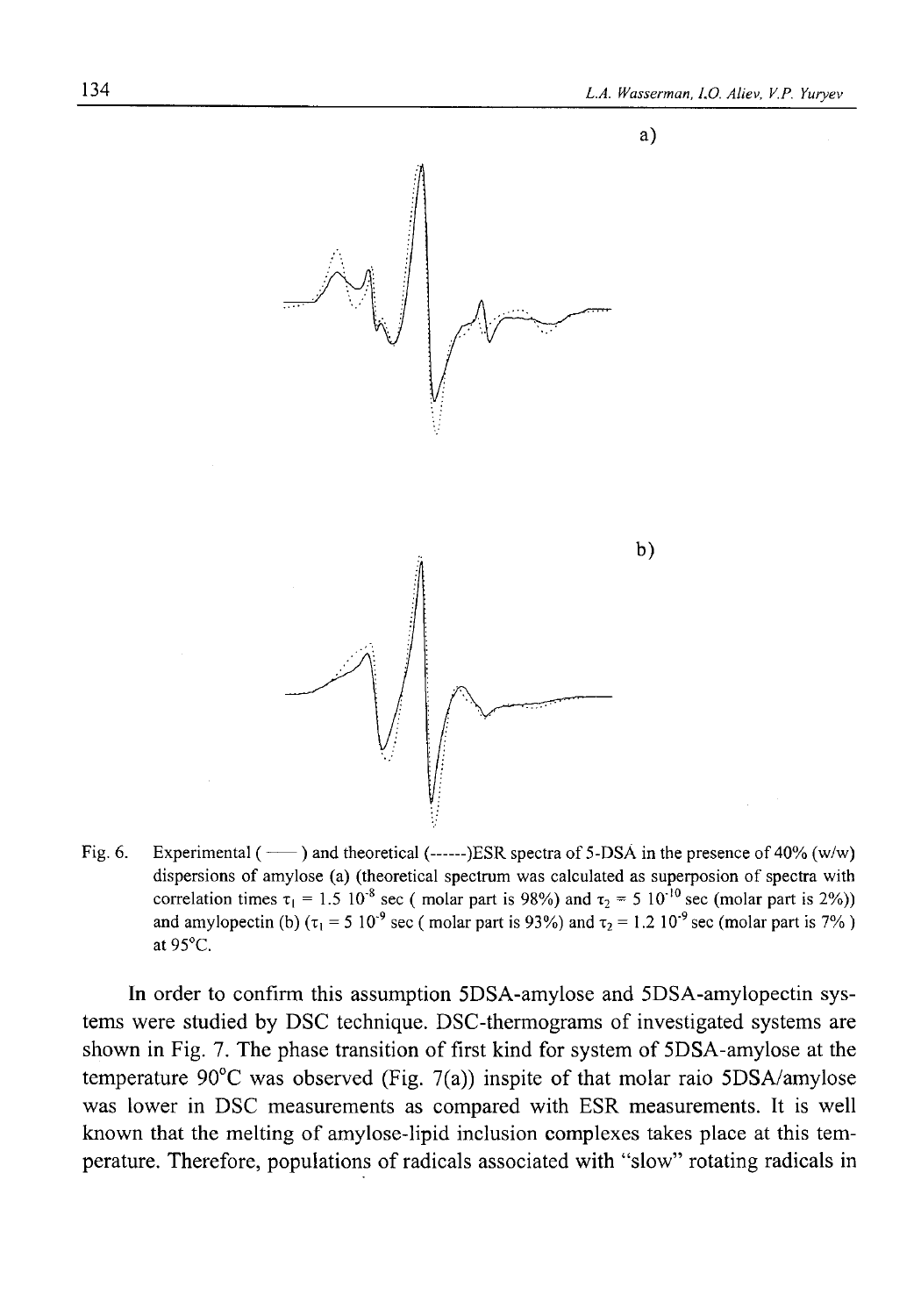a)

b)

Fig. 6. Experimental ( —— ) and theoretical (------)ESR spectra of 5-DSA in the presence of 40% (w/w) dispersions of amylose (a) (theoretical spectrum was calculated as superposion of spectra with correlation times $\tau_1 = 1.5\ 10^{-8}$ sec ( molar part is 98%) and $\tau_2 = 5\ 10^{-10}$ sec (molar part is 2%)) and amylopectin (b) ($\tau_1 = 5\ 10^{-9}$ sec ( molar part is 93%) and $\tau_2 = 1.2\ 10^{-9}$ sec (molar part is 7% ) at 95°C.

In order to confirm this assumption 5DSA-amylose and 5DSA-amylopectin systems were studied by DSC technique. DSC-thermograms of investigated systems are shown in Fig. 7. The phase transition of first kind for system of 5DSA-amylose at the temperature 90°C was observed (Fig. 7(a)) inspite of that molar raio 5DSA/amylose was lower in DSC measurements as compared with ESR measurements. It is well known that the melting of amylose-lipid inclusion complexes takes place at this temperature. Therefore, populations of radicals associated with "slow" rotating radicals in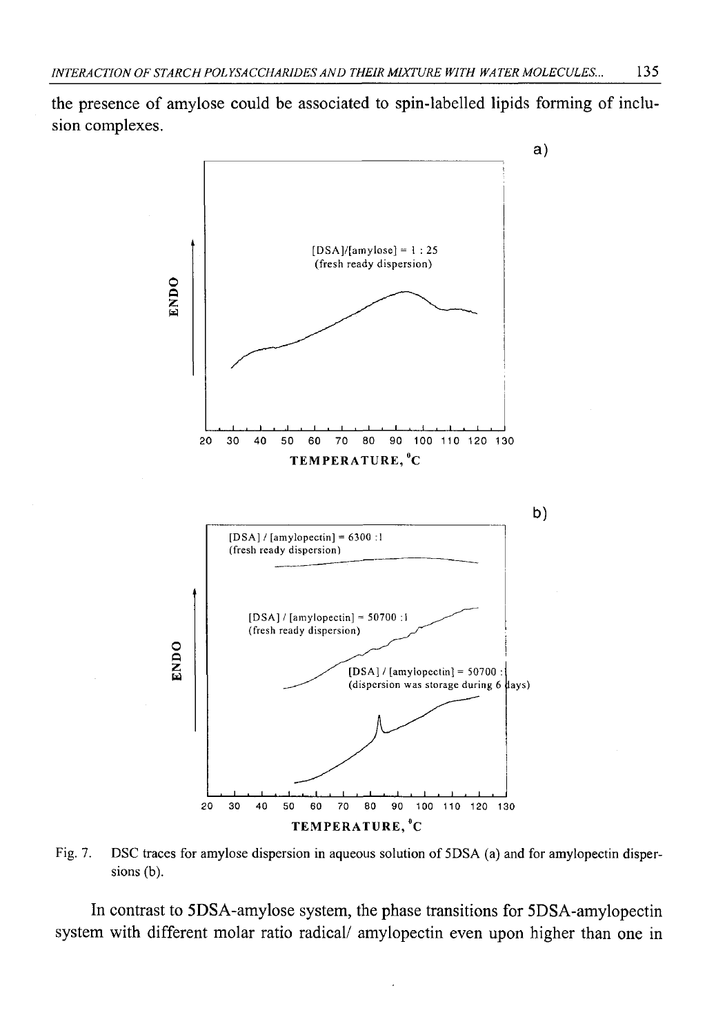the presence of amylose could be associated to spin-labelled lipids forming of inclusion complexes.

Fig. 7. DSC traces for amylose dispersion in aqueous solution of 5DSA (a) and for amylopectin dispersions (b).

In contrast to 5DSA-amylose system, the phase transitions for 5DSA-amylopectin system with different molar ratio radical/ amylopectin even upon higher than one in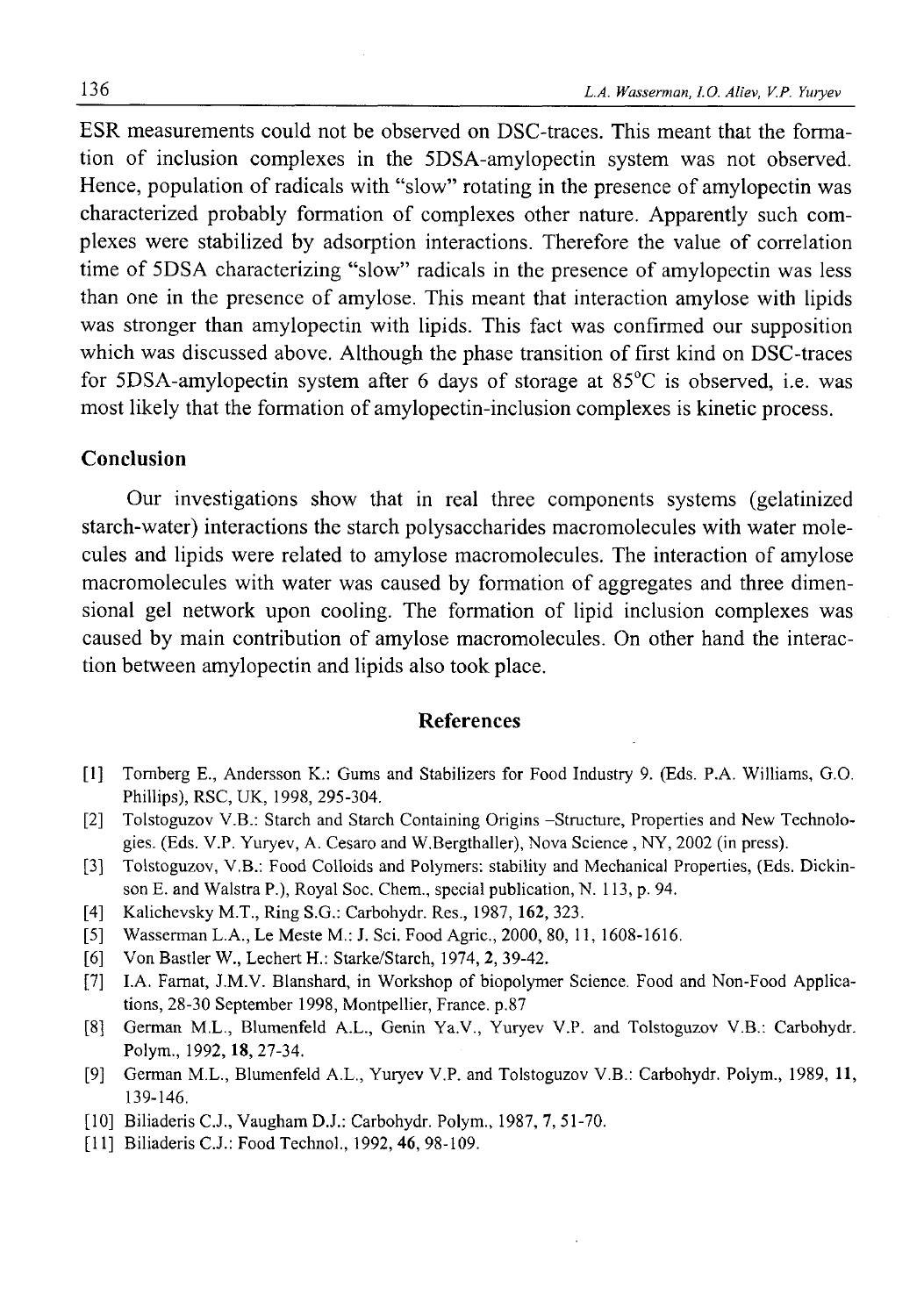ESR measurements could not be observed on DSC-traces. This meant that the formation of inclusion complexes in the 5DSA-amylopectin system was not observed. Hence, population of radicals with "slow" rotating in the presence of amylopectin was characterized probably formation of complexes other nature. Apparently such complexes were stabilized by adsorption interactions. Therefore the value of correlation time of 5DSA characterizing "slow" radicals in the presence of amylopectin was less than one in the presence of amylose. This meant that interaction amylose with lipids was stronger than amylopectin with lipids. This fact was confirmed our supposition which was discussed above. Although the phase transition of first kind on DSC-traces for 5DSA-amylopectin system after 6 days of storage at 85°C is observed, i.e. was most likely that the formation of amylopectin-inclusion complexes is kinetic process.

## Conclusion

Our investigations show that in real three components systems (gelatinized starch-water) interactions the starch polysaccharides macromolecules with water molecules and lipids were related to amylose macromolecules. The interaction of amylose macromolecules with water was caused by formation of aggregates and three dimensional gel network upon cooling. The formation of lipid inclusion complexes was caused by main contribution of amylose macromolecules. On other hand the interaction between amylopectin and lipids also took place.

## References

[1] Tornberg E., Andersson K.: Gums and Stabilizers for Food Industry 9. (Eds. P.A. Williams, G.O. Phillips), RSC, UK, 1998, 295-304.

[2] Tolstoguzov V.B.: Starch and Starch Containing Origins –Structure, Properties and New Technologies. (Eds. V.P. Yuryev, A. Cesaro and W.Bergthaller), Nova Science , NY, 2002 (in press).

[3] Tolstoguzov, V.B.: Food Colloids and Polymers: stability and Mechanical Properties, (Eds. Dickinson E. and Walstra P.), Royal Soc. Chem., special publication, N. 113, p. 94.

[4] Kalichevsky M.T., Ring S.G.: Carbohydr. Res., 1987, **162**, 323.

[5] Wasserman L.A., Le Meste M.: J. Sci. Food Agric., 2000, 80, 11, 1608-1616.

[6] Von Bastler W., Lechert H.: Starke/Starch, 1974, **2**, 39-42.

[7] I.A. Farnat, J.M.V. Blanshard, in Workshop of biopolymer Science. Food and Non-Food Applications, 28-30 September 1998, Montpellier, France. p.87

[8] German M.L., Blumenfeld A.L., Genin Ya.V., Yuryev V.P. and Tolstoguzov V.B.: Carbohydr. Polym., 1992, **18**, 27-34.

[9] German M.L., Blumenfeld A.L., Yuryev V.P. and Tolstoguzov V.B.: Carbohydr. Polym., 1989, **11**, 139-146.

[10] Biliaderis C.J., Vaugham D.J.: Carbohydr. Polym., 1987, **7**, 51-70.

[11] Biliaderis C.J.: Food Technol., 1992, **46**, 98-109.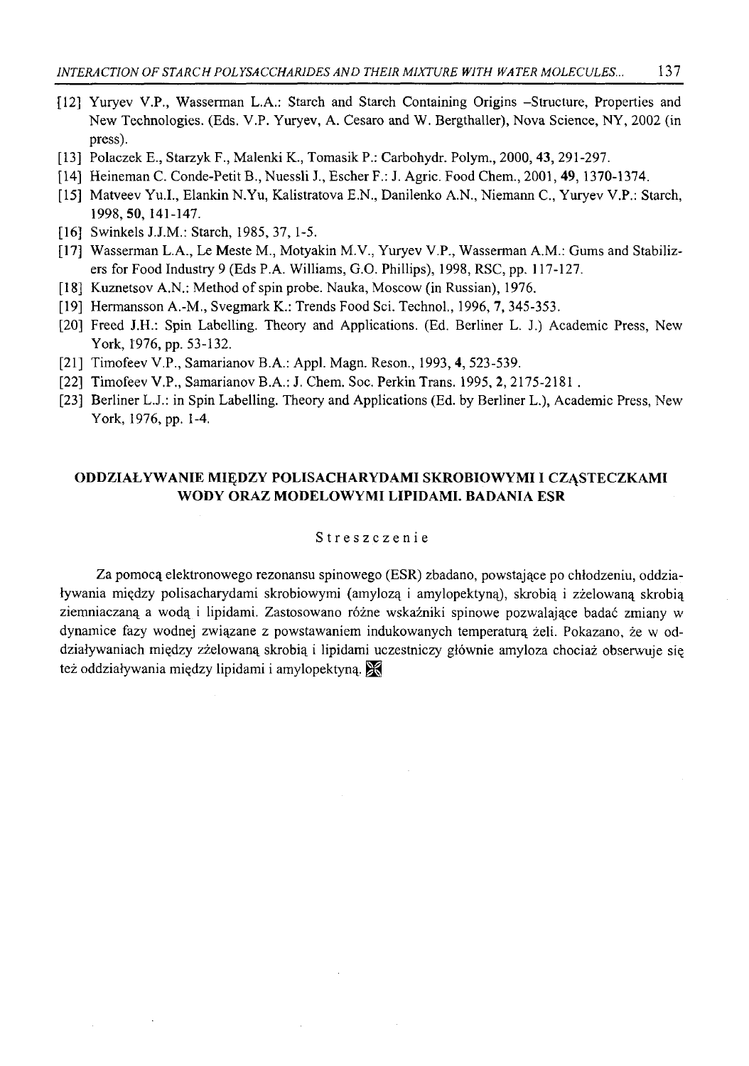[12] Yuryev V.P., Wasserman L.A.: Starch and Starch Containing Origins –Structure, Properties and New Technologies. (Eds. V.P. Yuryev, A. Cesaro and W. Bergthaller), Nova Science, NY, 2002 (in press).

[13] Polaczek E., Starzyk F., Malenki K., Tomasik P.: Carbohydr. Polym., 2000, **43**, 291-297.

[14] Heineman C. Conde-Petit B., Nuessli J., Escher F.: J. Agric. Food Chem., 2001, **49**, 1370-1374.

[15] Matveev Yu.I., Elankin N.Yu, Kalistratova E.N., Danilenko A.N., Niemann C., Yuryev V.P.: Starch, 1998, **50**, 141-147.

[16] Swinkels J.J.M.: Starch, 1985, 37, 1-5.

[17] Wasserman L.A., Le Meste M., Motyakin M.V., Yuryev V.P., Wasserman A.M.: Gums and Stabilizers for Food Industry 9 (Eds P.A. Williams, G.O. Phillips), 1998, RSC, pp. 117-127.

[18] Kuznetsov A.N.: Method of spin probe. Nauka, Moscow (in Russian), 1976.

[19] Hermansson A.-M., Svegmark K.: Trends Food Sci. Technol., 1996, **7**, 345-353.

[20] Freed J.H.: Spin Labelling. Theory and Applications. (Ed. Berliner L. J.) Academic Press, New York, 1976, pp. 53-132.

[21] Timofeev V.P., Samarianov B.A.: Appl. Magn. Reson., 1993, **4**, 523-539.

[22] Timofeev V.P., Samarianov B.A.: J. Chem. Soc. Perkin Trans. 1995, **2**, 2175-2181 .

[23] Berliner L.J.: in Spin Labelling. Theory and Applications (Ed. by Berliner L.), Academic Press, New York, 1976, pp. 1-4.

## ODDZIAŁYWANIE MIĘDZY POLISACHARYDAMI SKROBIOWYMI I CZĄSTECZKAMI WODY ORAZ MODELOWYMI LIPIDAMI. BADANIA ESR

### Streszczenie

Za pomocą elektronowego rezonansu spinowego (ESR) zbadano, powstające po chłodzeniu, oddziaływania między polisacharydami skrobiowymi (amylozą i amylopektyną), skrobią i zżelowaną skrobią ziemniaczaną a wodą i lipidami. Zastosowano różne wskaźniki spinowe pozwalające badać zmiany w dynamice fazy wodnej związane z powstawaniem indukowanych temperaturą żeli. Pokazano, że w oddziaływaniach między zżelowaną skrobią i lipidami uczestniczy głównie amyloza chociaż obserwuje się też oddziaływania między lipidami i amylopektyną.